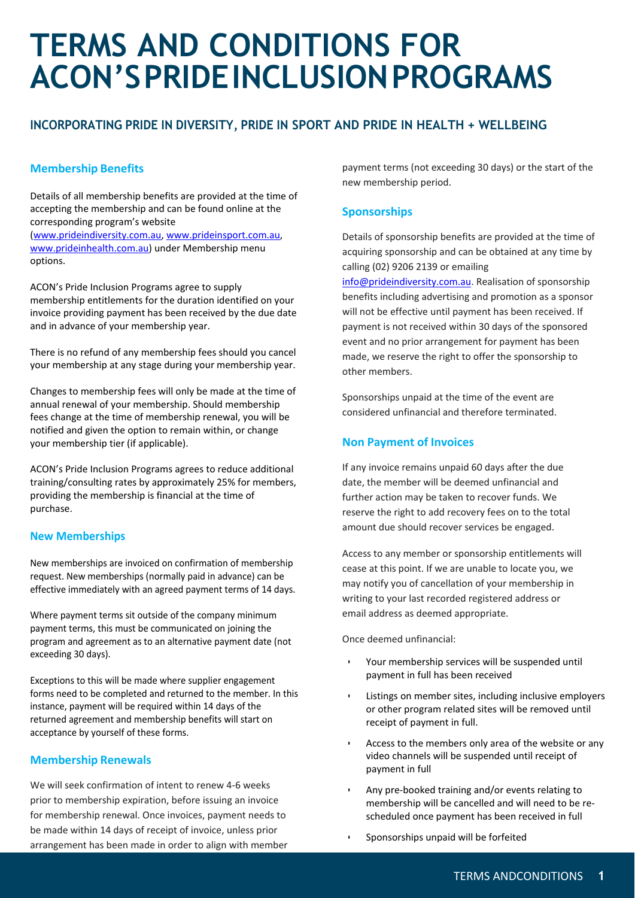# TERMS AND CONDITIONS FOR ACON'S PRIDE INCLUSION PROGRAMS

## INCORPORATING PRIDE IN DIVERSITY, PRIDE IN SPORT AND PRIDE IN HEALTH + WELLBEING

### Membership Benefits

Details of all membership benefits are provided at the time of accepting the membership and can be found online at the corresponding program's website (www.prideindiversity.com.au, www.prideinsport.com.au, www.prideinhealth.com.au) under Membership menu options.

ACON's Pride Inclusion Programs agree to supply membership entitlements for the duration identified on your invoice providing payment has been received by the due date and in advance of your membership year.

There is no refund of any membership fees should you cancel your membership at any stage during your membership year.

Changes to membership fees will only be made at the time of annual renewal of your membership. Should membership fees change at the time of membership renewal, you will be notified and given the option to remain within, or change your membership tier (if applicable).

ACON's Pride Inclusion Programs agrees to reduce additional training/consulting rates by approximately 25% for members, providing the membership is financial at the time of purchase.

### New Memberships

New memberships are invoiced on confirmation of membership request. New memberships (normally paid in advance) can be effective immediately with an agreed payment terms of 14 days.

Where payment terms sit outside of the company minimum payment terms, this must be communicated on joining the program and agreement as to an alternative payment date (not exceeding 30 days).

Exceptions to this will be made where supplier engagement forms need to be completed and returned to the member. In this instance, payment will be required within 14 days of the returned agreement and membership benefits will start on acceptance by yourself of these forms.

### Membership Renewals

We will seek confirmation of intent to renew 4-6 weeks prior to membership expiration, before issuing an invoice for membership renewal. Once invoices, payment needs to be made within 14 days of receipt of invoice, unless prior arrangement has been made in order to align with member payment terms (not exceeding 30 days) or the start of the new membership period.

### Sponsorships

Details of sponsorship benefits are provided at the time of acquiring sponsorship and can be obtained at any time by calling (02) 9206 2139 or emailing info@prideindiversity.com.au. Realisation of sponsorship benefits including advertising and promotion as a sponsor will not be effective until payment has been received. If payment is not received within 30 days of the sponsored event and no prior arrangement for payment has been made, we reserve the right to offer the sponsorship to other members.

Sponsorships unpaid at the time of the event are considered unfinancial and therefore terminated.

### Non Payment of Invoices

If any invoice remains unpaid 60 days after the due date, the member will be deemed unfinancial and further action may be taken to recover funds. We reserve the right to add recovery fees on to the total amount due should recover services be engaged.

Access to any member or sponsorship entitlements will cease at this point. If we are unable to locate you, we may notify you of cancellation of your membership in writing to your last recorded registered address or email address as deemed appropriate.

Once deemed unfinancial:

- Your membership services will be suspended until payment in full has been received
- Listings on member sites, including inclusive employers or other program related sites will be removed until receipt of payment in full.
- Access to the members only area of the website or any video channels will be suspended until receipt of payment in full
- Any pre-booked training and/or events relating to membership will be cancelled and will need to be re-scheduled once payment has been received in full
- Sponsorships unpaid will be forfeited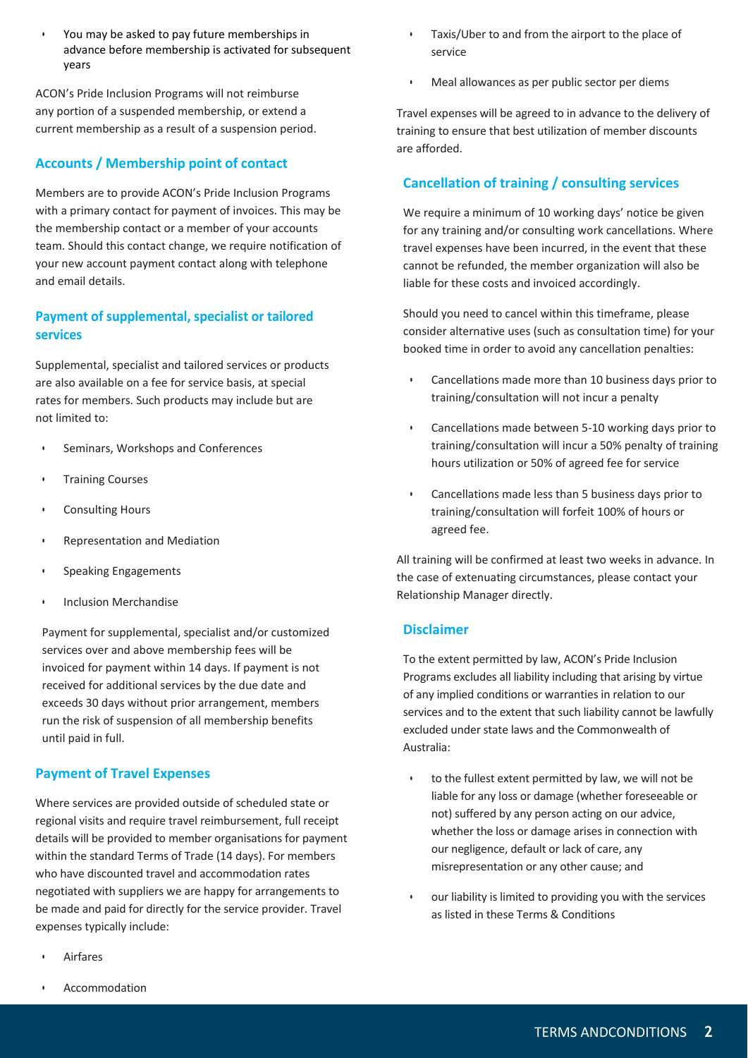- You may be asked to pay future memberships in advance before membership is activated for subsequent years

ACON's Pride Inclusion Programs will not reimburse any portion of a suspended membership, or extend a current membership as a result of a suspension period.

## Accounts / Membership point of contact

Members are to provide ACON's Pride Inclusion Programs with a primary contact for payment of invoices. This may be the membership contact or a member of your accounts team. Should this contact change, we require notification of your new account payment contact along with telephone and email details.

## Payment of supplemental, specialist or tailored services

Supplemental, specialist and tailored services or products are also available on a fee for service basis, at special rates for members. Such products may include but are not limited to:

- Seminars, Workshops and Conferences
- Training Courses
- Consulting Hours
- Representation and Mediation
- Speaking Engagements
- Inclusion Merchandise

Payment for supplemental, specialist and/or customized services over and above membership fees will be invoiced for payment within 14 days. If payment is not received for additional services by the due date and exceeds 30 days without prior arrangement, members run the risk of suspension of all membership benefits until paid in full.

## Payment of Travel Expenses

Where services are provided outside of scheduled state or regional visits and require travel reimbursement, full receipt details will be provided to member organisations for payment within the standard Terms of Trade (14 days). For members who have discounted travel and accommodation rates negotiated with suppliers we are happy for arrangements to be made and paid for directly for the service provider. Travel expenses typically include:

- Airfares
- Accommodation
- Taxis/Uber to and from the airport to the place of service
- Meal allowances as per public sector per diems

Travel expenses will be agreed to in advance to the delivery of training to ensure that best utilization of member discounts are afforded.

## Cancellation of training / consulting services

We require a minimum of 10 working days' notice be given for any training and/or consulting work cancellations. Where travel expenses have been incurred, in the event that these cannot be refunded, the member organization will also be liable for these costs and invoiced accordingly.

Should you need to cancel within this timeframe, please consider alternative uses (such as consultation time) for your booked time in order to avoid any cancellation penalties:

- Cancellations made more than 10 business days prior to training/consultation will not incur a penalty
- Cancellations made between 5-10 working days prior to training/consultation will incur a 50% penalty of training hours utilization or 50% of agreed fee for service
- Cancellations made less than 5 business days prior to training/consultation will forfeit 100% of hours or agreed fee.

All training will be confirmed at least two weeks in advance. In the case of extenuating circumstances, please contact your Relationship Manager directly.

## Disclaimer

To the extent permitted by law, ACON's Pride Inclusion Programs excludes all liability including that arising by virtue of any implied conditions or warranties in relation to our services and to the extent that such liability cannot be lawfully excluded under state laws and the Commonwealth of Australia:

- to the fullest extent permitted by law, we will not be liable for any loss or damage (whether foreseeable or not) suffered by any person acting on our advice, whether the loss or damage arises in connection with our negligence, default or lack of care, any misrepresentation or any other cause; and
- our liability is limited to providing you with the services as listed in these Terms & Conditions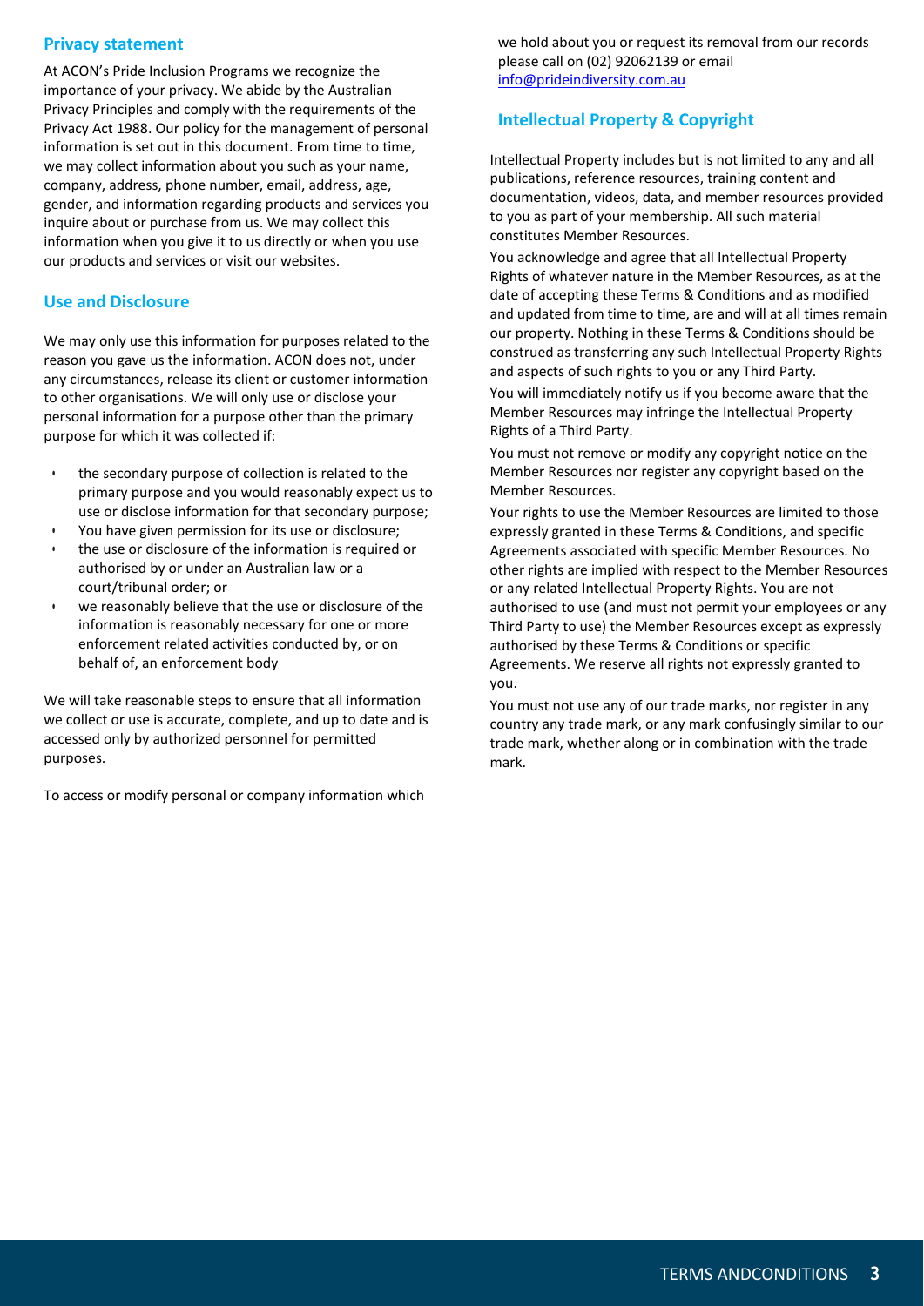## Privacy statement

At ACON's Pride Inclusion Programs we recognize the importance of your privacy. We abide by the Australian Privacy Principles and comply with the requirements of the Privacy Act 1988. Our policy for the management of personal information is set out in this document. From time to time, we may collect information about you such as your name, company, address, phone number, email, address, age, gender, and information regarding products and services you inquire about or purchase from us. We may collect this information when you give it to us directly or when you use our products and services or visit our websites.

## Use and Disclosure

We may only use this information for purposes related to the reason you gave us the information. ACON does not, under any circumstances, release its client or customer information to other organisations. We will only use or disclose your personal information for a purpose other than the primary purpose for which it was collected if:

- the secondary purpose of collection is related to the primary purpose and you would reasonably expect us to use or disclose information for that secondary purpose;
- You have given permission for its use or disclosure;
- the use or disclosure of the information is required or authorised by or under an Australian law or a court/tribunal order; or
- we reasonably believe that the use or disclosure of the information is reasonably necessary for one or more enforcement related activities conducted by, or on behalf of, an enforcement body

We will take reasonable steps to ensure that all information we collect or use is accurate, complete, and up to date and is accessed only by authorized personnel for permitted purposes.

To access or modify personal or company information which we hold about you or request its removal from our records please call on (02) 92062139 or email info@prideindiversity.com.au

## Intellectual Property & Copyright

Intellectual Property includes but is not limited to any and all publications, reference resources, training content and documentation, videos, data, and member resources provided to you as part of your membership. All such material constitutes Member Resources.

You acknowledge and agree that all Intellectual Property Rights of whatever nature in the Member Resources, as at the date of accepting these Terms & Conditions and as modified and updated from time to time, are and will at all times remain our property. Nothing in these Terms & Conditions should be construed as transferring any such Intellectual Property Rights and aspects of such rights to you or any Third Party.

You will immediately notify us if you become aware that the Member Resources may infringe the Intellectual Property Rights of a Third Party.

You must not remove or modify any copyright notice on the Member Resources nor register any copyright based on the Member Resources.

Your rights to use the Member Resources are limited to those expressly granted in these Terms & Conditions, and specific Agreements associated with specific Member Resources. No other rights are implied with respect to the Member Resources or any related Intellectual Property Rights. You are not authorised to use (and must not permit your employees or any Third Party to use) the Member Resources except as expressly authorised by these Terms & Conditions or specific Agreements. We reserve all rights not expressly granted to you.

You must not use any of our trade marks, nor register in any country any trade mark, or any mark confusingly similar to our trade mark, whether along or in combination with the trade mark.